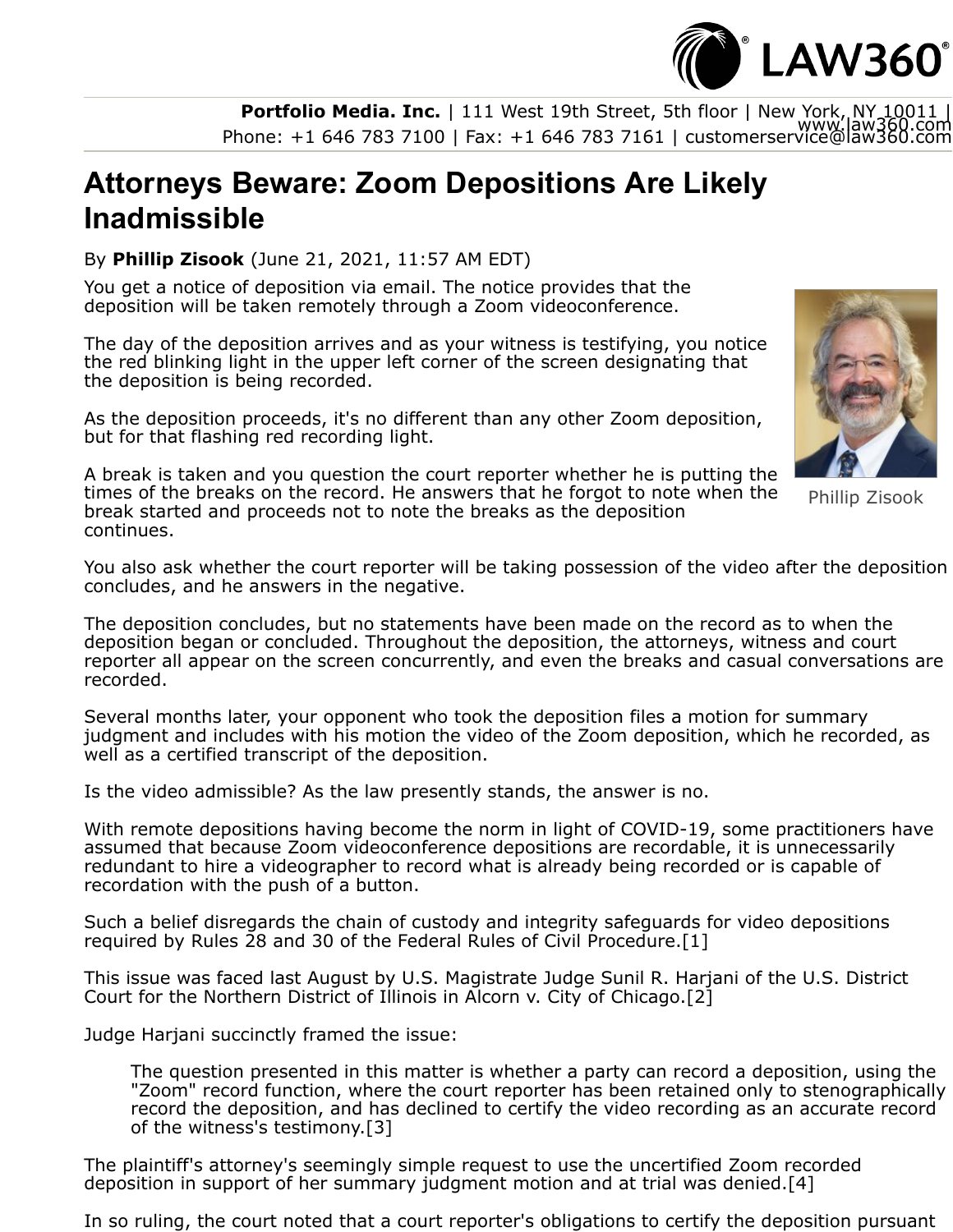Portfolio Media. Inc. | 111 West 19th Street, 5th floor | New York, NY 10011 | www.law360.com
Phone: +1 646 783 7100 | Fax: +1 646 783 7161 | customerservice@law360.com

# Attorneys Beware: Zoom Depositions Are Likely Inadmissible

By **Phillip Zisook** (June 21, 2021, 11:57 AM EDT)

You get a notice of deposition via email. The notice provides that the deposition will be taken remotely through a Zoom videoconference.

The day of the deposition arrives and as your witness is testifying, you notice the red blinking light in the upper left corner of the screen designating that the deposition is being recorded.

As the deposition proceeds, it's no different than any other Zoom deposition, but for that flashing red recording light.

A break is taken and you question the court reporter whether he is putting the times of the breaks on the record. He answers that he forgot to note when the break started and proceeds not to note the breaks as the deposition continues.

Phillip Zisook

You also ask whether the court reporter will be taking possession of the video after the deposition concludes, and he answers in the negative.

The deposition concludes, but no statements have been made on the record as to when the deposition began or concluded. Throughout the deposition, the attorneys, witness and court reporter all appear on the screen concurrently, and even the breaks and casual conversations are recorded.

Several months later, your opponent who took the deposition files a motion for summary judgment and includes with his motion the video of the Zoom deposition, which he recorded, as well as a certified transcript of the deposition.

Is the video admissible? As the law presently stands, the answer is no.

With remote depositions having become the norm in light of COVID-19, some practitioners have assumed that because Zoom videoconference depositions are recordable, it is unnecessarily redundant to hire a videographer to record what is already being recorded or is capable of recordation with the push of a button.

Such a belief disregards the chain of custody and integrity safeguards for video depositions required by Rules 28 and 30 of the Federal Rules of Civil Procedure.[1]

This issue was faced last August by U.S. Magistrate Judge Sunil R. Harjani of the U.S. District Court for the Northern District of Illinois in Alcorn v. City of Chicago.[2]

Judge Harjani succinctly framed the issue:

> The question presented in this matter is whether a party can record a deposition, using the "Zoom" record function, where the court reporter has been retained only to stenographically record the deposition, and has declined to certify the video recording as an accurate record of the witness's testimony.[3]

The plaintiff's attorney's seemingly simple request to use the uncertified Zoom recorded deposition in support of her summary judgment motion and at trial was denied.[4]

In so ruling, the court noted that a court reporter's obligations to certify the deposition pursuant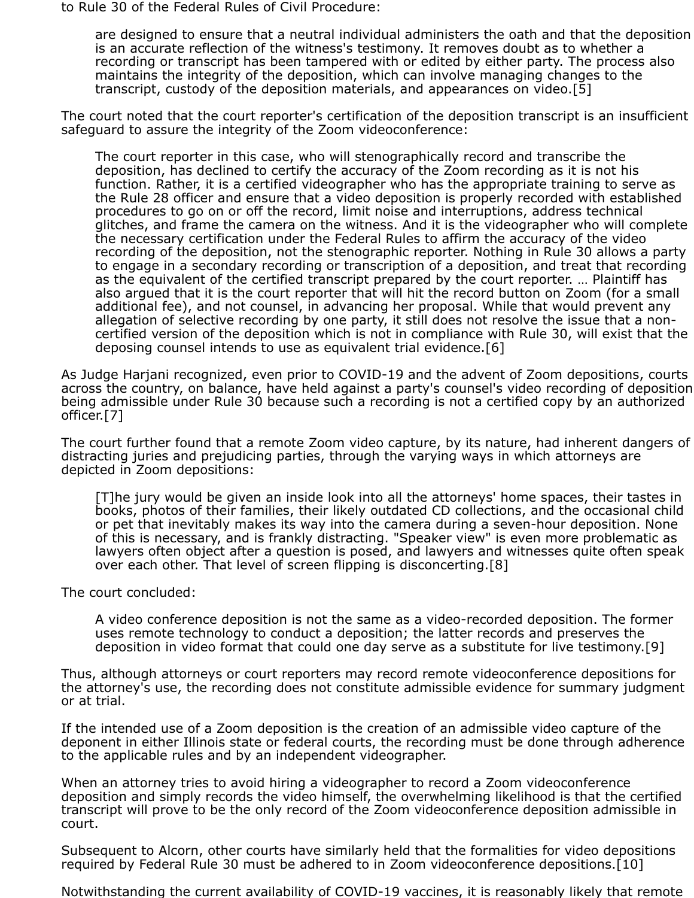to Rule 30 of the Federal Rules of Civil Procedure:

> are designed to ensure that a neutral individual administers the oath and that the deposition is an accurate reflection of the witness's testimony. It removes doubt as to whether a recording or transcript has been tampered with or edited by either party. The process also maintains the integrity of the deposition, which can involve managing changes to the transcript, custody of the deposition materials, and appearances on video.[5]

The court noted that the court reporter's certification of the deposition transcript is an insufficient safeguard to assure the integrity of the Zoom videoconference:

> The court reporter in this case, who will stenographically record and transcribe the deposition, has declined to certify the accuracy of the Zoom recording as it is not his function. Rather, it is a certified videographer who has the appropriate training to serve as the Rule 28 officer and ensure that a video deposition is properly recorded with established procedures to go on or off the record, limit noise and interruptions, address technical glitches, and frame the camera on the witness. And it is the videographer who will complete the necessary certification under the Federal Rules to affirm the accuracy of the video recording of the deposition, not the stenographic reporter. Nothing in Rule 30 allows a party to engage in a secondary recording or transcription of a deposition, and treat that recording as the equivalent of the certified transcript prepared by the court reporter. … Plaintiff has also argued that it is the court reporter that will hit the record button on Zoom (for a small additional fee), and not counsel, in advancing her proposal. While that would prevent any allegation of selective recording by one party, it still does not resolve the issue that a non-certified version of the deposition which is not in compliance with Rule 30, will exist that the deposing counsel intends to use as equivalent trial evidence.[6]

As Judge Harjani recognized, even prior to COVID-19 and the advent of Zoom depositions, courts across the country, on balance, have held against a party's counsel's video recording of deposition being admissible under Rule 30 because such a recording is not a certified copy by an authorized officer.[7]

The court further found that a remote Zoom video capture, by its nature, had inherent dangers of distracting juries and prejudicing parties, through the varying ways in which attorneys are depicted in Zoom depositions:

> [T]he jury would be given an inside look into all the attorneys' home spaces, their tastes in books, photos of their families, their likely outdated CD collections, and the occasional child or pet that inevitably makes its way into the camera during a seven-hour deposition. None of this is necessary, and is frankly distracting. "Speaker view" is even more problematic as lawyers often object after a question is posed, and lawyers and witnesses quite often speak over each other. That level of screen flipping is disconcerting.[8]

The court concluded:

> A video conference deposition is not the same as a video-recorded deposition. The former uses remote technology to conduct a deposition; the latter records and preserves the deposition in video format that could one day serve as a substitute for live testimony.[9]

Thus, although attorneys or court reporters may record remote videoconference depositions for the attorney's use, the recording does not constitute admissible evidence for summary judgment or at trial.

If the intended use of a Zoom deposition is the creation of an admissible video capture of the deponent in either Illinois state or federal courts, the recording must be done through adherence to the applicable rules and by an independent videographer.

When an attorney tries to avoid hiring a videographer to record a Zoom videoconference deposition and simply records the video himself, the overwhelming likelihood is that the certified transcript will prove to be the only record of the Zoom videoconference deposition admissible in court.

Subsequent to Alcorn, other courts have similarly held that the formalities for video depositions required by Federal Rule 30 must be adhered to in Zoom videoconference depositions.[10]

Notwithstanding the current availability of COVID-19 vaccines, it is reasonably likely that remote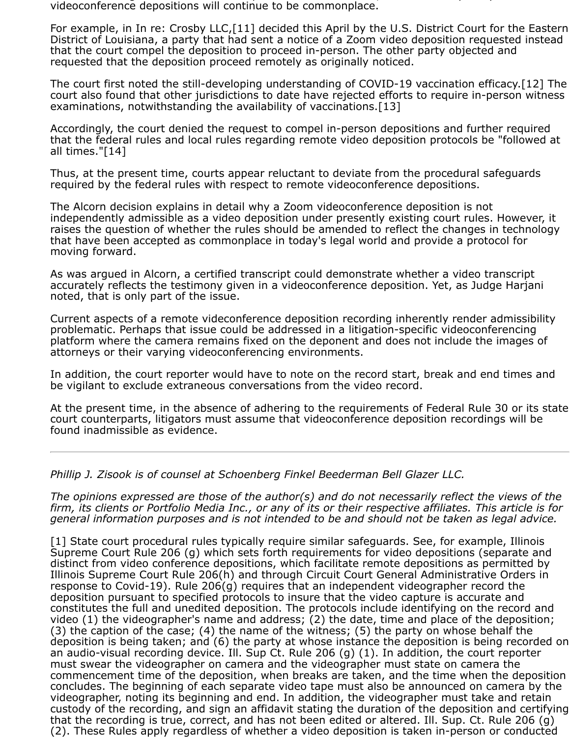videoconference depositions will continue to be commonplace.

For example, in In re: Crosby LLC,[11] decided this April by the U.S. District Court for the Eastern District of Louisiana, a party that had sent a notice of a Zoom video deposition requested instead that the court compel the deposition to proceed in-person. The other party objected and requested that the deposition proceed remotely as originally noticed.

The court first noted the still-developing understanding of COVID-19 vaccination efficacy.[12] The court also found that other jurisdictions to date have rejected efforts to require in-person witness examinations, notwithstanding the availability of vaccinations.[13]

Accordingly, the court denied the request to compel in-person depositions and further required that the federal rules and local rules regarding remote video deposition protocols be "followed at all times."[14]

Thus, at the present time, courts appear reluctant to deviate from the procedural safeguards required by the federal rules with respect to remote videoconference depositions.

The Alcorn decision explains in detail why a Zoom videoconference deposition is not independently admissible as a video deposition under presently existing court rules. However, it raises the question of whether the rules should be amended to reflect the changes in technology that have been accepted as commonplace in today's legal world and provide a protocol for moving forward.

As was argued in Alcorn, a certified transcript could demonstrate whether a video transcript accurately reflects the testimony given in a videoconference deposition. Yet, as Judge Harjani noted, that is only part of the issue.

Current aspects of a remote videoconference deposition recording inherently render admissibility problematic. Perhaps that issue could be addressed in a litigation-specific videoconferencing platform where the camera remains fixed on the deponent and does not include the images of attorneys or their varying videoconferencing environments.

In addition, the court reporter would have to note on the record start, break and end times and be vigilant to exclude extraneous conversations from the video record.

At the present time, in the absence of adhering to the requirements of Federal Rule 30 or its state court counterparts, litigators must assume that videoconference deposition recordings will be found inadmissible as evidence.

---

*Phillip J. Zisook is of counsel at Schoenberg Finkel Beederman Bell Glazer LLC.*

*The opinions expressed are those of the author(s) and do not necessarily reflect the views of the firm, its clients or Portfolio Media Inc., or any of its or their respective affiliates. This article is for general information purposes and is not intended to be and should not be taken as legal advice.*

[1] State court procedural rules typically require similar safeguards. See, for example, Illinois Supreme Court Rule 206 (g) which sets forth requirements for video depositions (separate and distinct from video conference depositions, which facilitate remote depositions as permitted by Illinois Supreme Court Rule 206(h) and through Circuit Court General Administrative Orders in response to Covid-19). Rule 206(g) requires that an independent videographer record the deposition pursuant to specified protocols to insure that the video capture is accurate and constitutes the full and unedited deposition. The protocols include identifying on the record and video (1) the videographer's name and address; (2) the date, time and place of the deposition; (3) the caption of the case; (4) the name of the witness; (5) the party on whose behalf the deposition is being taken; and (6) the party at whose instance the deposition is being recorded on an audio-visual recording device. Ill. Sup Ct. Rule 206 (g) (1). In addition, the court reporter must swear the videographer on camera and the videographer must state on camera the commencement time of the deposition, when breaks are taken, and the time when the deposition concludes. The beginning of each separate video tape must also be announced on camera by the videographer, noting its beginning and end. In addition, the videographer must take and retain custody of the recording, and sign an affidavit stating the duration of the deposition and certifying that the recording is true, correct, and has not been edited or altered. Ill. Sup. Ct. Rule 206 (g) (2). These Rules apply regardless of whether a video deposition is taken in-person or conducted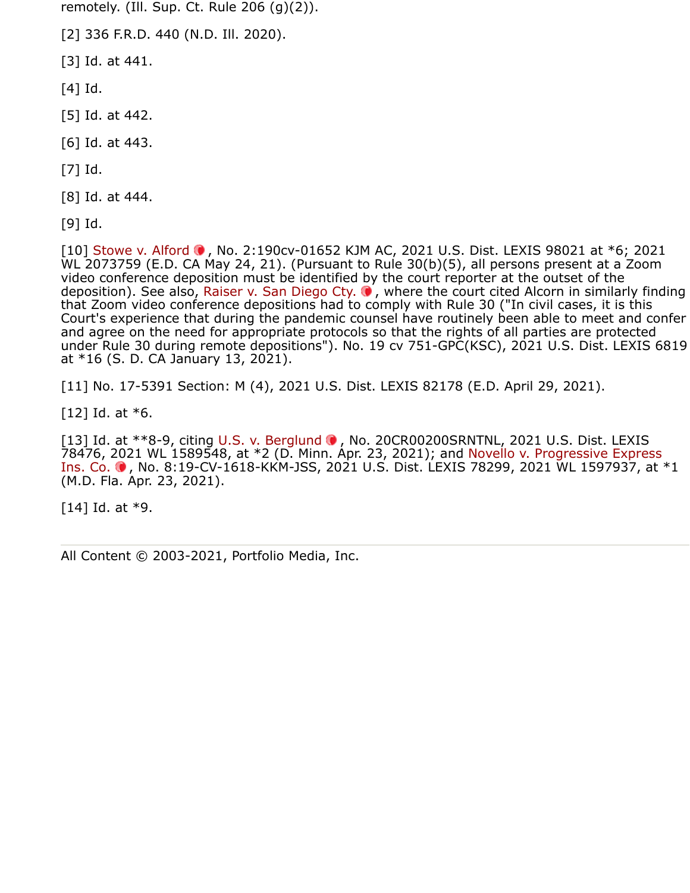remotely. (Ill. Sup. Ct. Rule 206 (g)(2)).

[2] 336 F.R.D. 440 (N.D. Ill. 2020).

[3] Id. at 441.

[4] Id.

[5] Id. at 442.

[6] Id. at 443.

[7] Id.

[8] Id. at 444.

[9] Id.

[10] Stowe v. Alford, No. 2:190cv-01652 KJM AC, 2021 U.S. Dist. LEXIS 98021 at *6; 2021 WL 2073759 (E.D. CA May 24, 21). (Pursuant to Rule 30(b)(5), all persons present at a Zoom video conference deposition must be identified by the court reporter at the outset of the deposition). See also, Raiser v. San Diego Cty., where the court cited Alcorn in similarly finding that Zoom video conference depositions had to comply with Rule 30 ("In civil cases, it is this Court's experience that during the pandemic counsel have routinely been able to meet and confer and agree on the need for appropriate protocols so that the rights of all parties are protected under Rule 30 during remote depositions"). No. 19 cv 751-GPC(KSC), 2021 U.S. Dist. LEXIS 6819 at *16 (S. D. CA January 13, 2021).

[11] No. 17-5391 Section: M (4), 2021 U.S. Dist. LEXIS 82178 (E.D. April 29, 2021).

[12] Id. at *6.

[13] Id. at **8-9, citing U.S. v. Berglund, No. 20CR00200SRNTNL, 2021 U.S. Dist. LEXIS 78476, 2021 WL 1589548, at *2 (D. Minn. Apr. 23, 2021); and Novello v. Progressive Express Ins. Co., No. 8:19-CV-1618-KKM-JSS, 2021 U.S. Dist. LEXIS 78299, 2021 WL 1597937, at *1 (M.D. Fla. Apr. 23, 2021).

[14] Id. at *9.

All Content © 2003-2021, Portfolio Media, Inc.